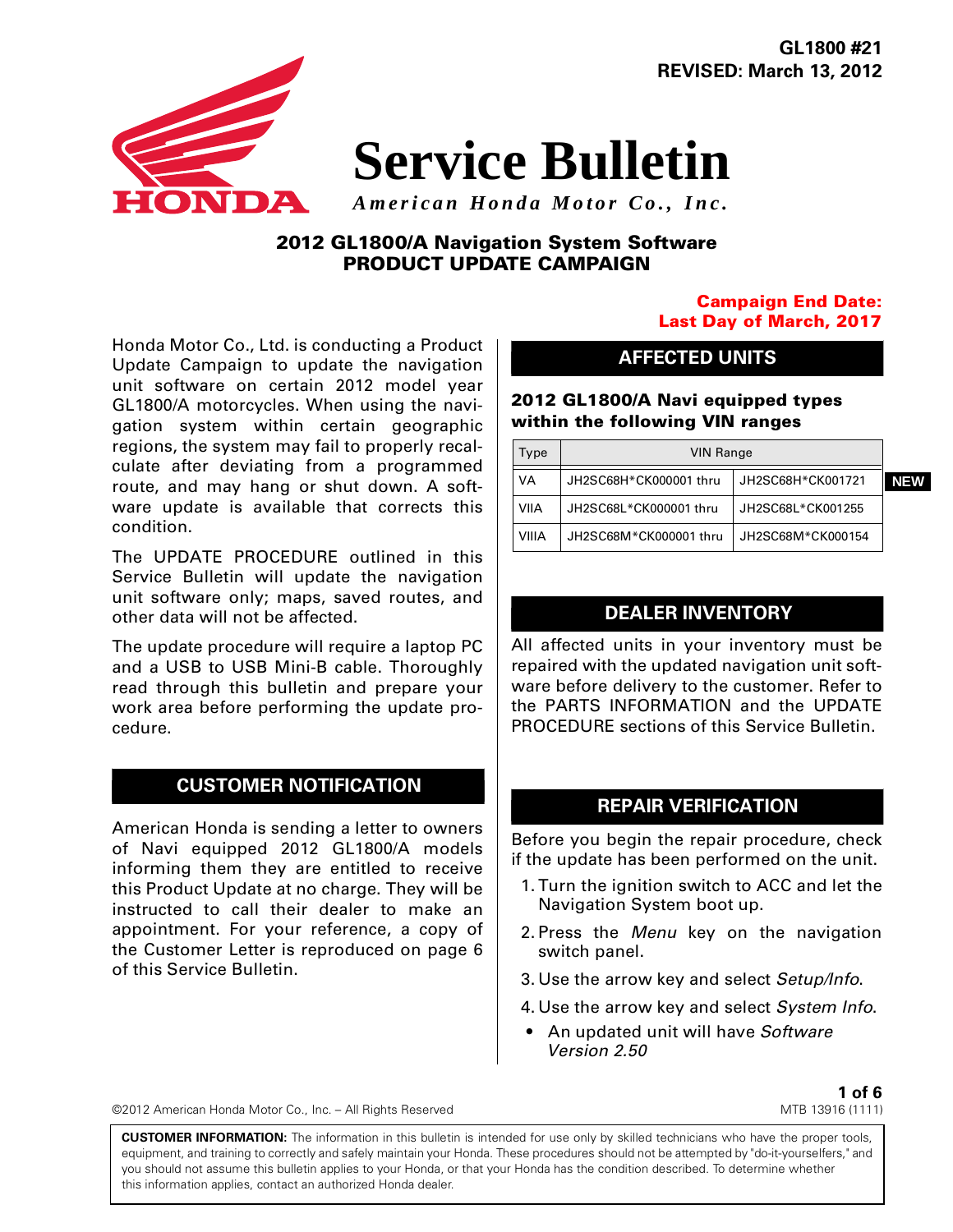GL1800 #21
REVISED: March 13, 2012

# Service Bulletin

*American Honda Motor Co., Inc.*

## 2012 GL1800/A Navigation System Software
## PRODUCT UPDATE CAMPAIGN

**Campaign End Date: Last Day of March, 2017**

Honda Motor Co., Ltd. is conducting a Product Update Campaign to update the navigation unit software on certain 2012 model year GL1800/A motorcycles. When using the navigation system within certain geographic regions, the system may fail to properly recalculate after deviating from a programmed route, and may hang or shut down. A software update is available that corrects this condition.

The UPDATE PROCEDURE outlined in this Service Bulletin will update the navigation unit software only; maps, saved routes, and other data will not be affected.

The update procedure will require a laptop PC and a USB to USB Mini-B cable. Thoroughly read through this bulletin and prepare your work area before performing the update procedure.

### CUSTOMER NOTIFICATION

American Honda is sending a letter to owners of Navi equipped 2012 GL1800/A models informing them they are entitled to receive this Product Update at no charge. They will be instructed to call their dealer to make an appointment. For your reference, a copy of the Customer Letter is reproduced on page 6 of this Service Bulletin.

### AFFECTED UNITS

**2012 GL1800/A Navi equipped types within the following VIN ranges**

| Type | VIN Range | | |
|---|---|---|---|
| VA | JH2SC68H*CK000001 thru | JH2SC68H*CK001721 | **NEW** |
| VIIA | JH2SC68L*CK000001 thru | JH2SC68L*CK001255 | |
| VIIIA | JH2SC68M*CK000001 thru | JH2SC68M*CK000154 | |

### DEALER INVENTORY

All affected units in your inventory must be repaired with the updated navigation unit software before delivery to the customer. Refer to the PARTS INFORMATION and the UPDATE PROCEDURE sections of this Service Bulletin.

### REPAIR VERIFICATION

Before you begin the repair procedure, check if the update has been performed on the unit.

1. Turn the ignition switch to ACC and let the Navigation System boot up.
2. Press the *Menu* key on the navigation switch panel.
3. Use the arrow key and select *Setup/Info*.
4. Use the arrow key and select *System Info*.

- An updated unit will have *Software Version 2.50*

©2012 American Honda Motor Co., Inc. – All Rights Reserved

MTB 13916 (1111)

**CUSTOMER INFORMATION:** The information in this bulletin is intended for use only by skilled technicians who have the proper tools, equipment, and training to correctly and safely maintain your Honda. These procedures should not be attempted by "do-it-yourselfers," and you should not assume this bulletin applies to your Honda, or that your Honda has the condition described. To determine whether this information applies, contact an authorized Honda dealer.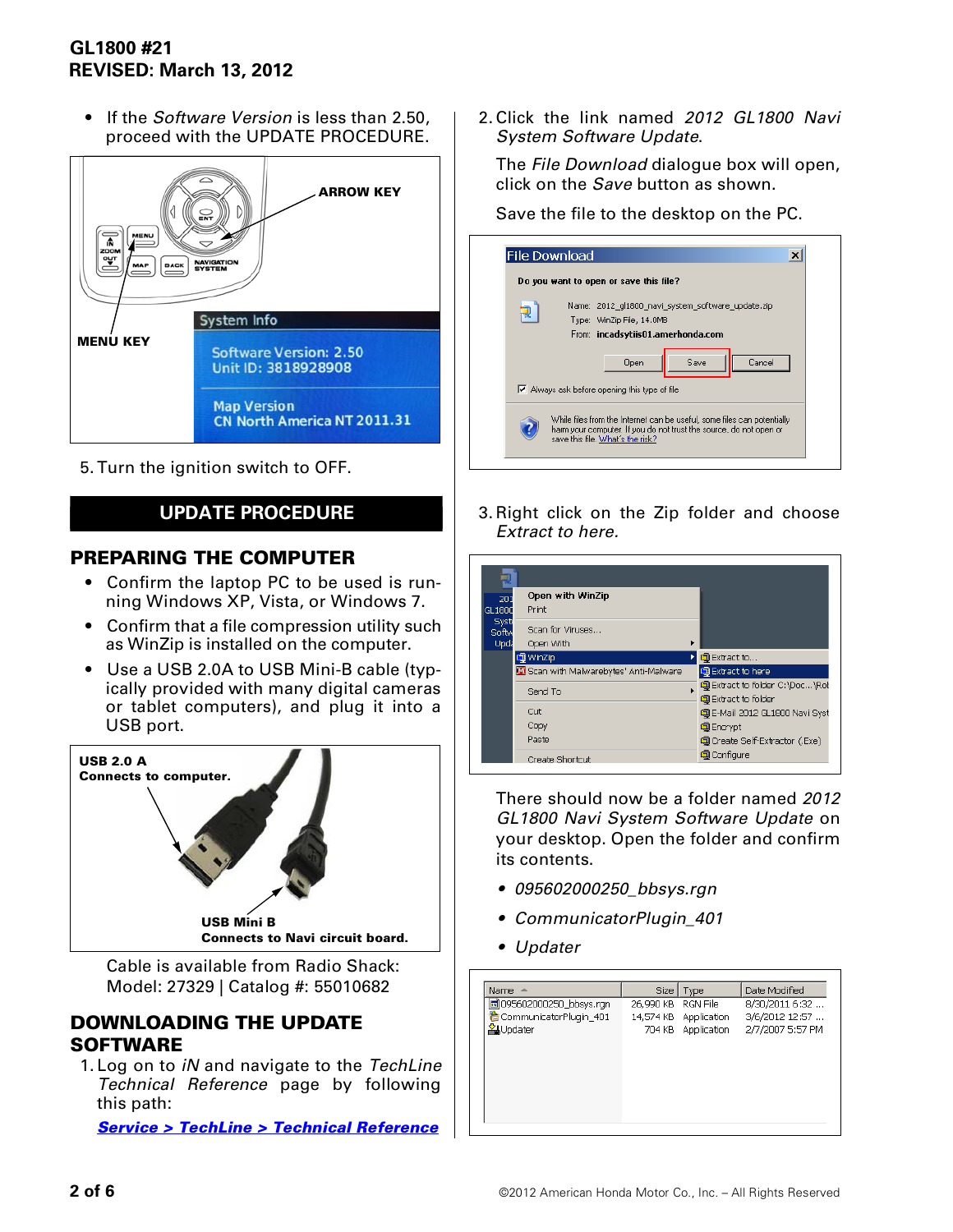- If the *Software Version* is less than 2.50, proceed with the UPDATE PROCEDURE.

ARROW KEY

MENU KEY

System Info

Software Version: 2.50
Unit ID: 3818928908

Map Version
CN North America NT 2011.31

5. Turn the ignition switch to OFF.

## UPDATE PROCEDURE

### PREPARING THE COMPUTER

- Confirm the laptop PC to be used is running Windows XP, Vista, or Windows 7.
- Confirm that a file compression utility such as WinZip is installed on the computer.
- Use a USB 2.0A to USB Mini-B cable (typically provided with many digital cameras or tablet computers), and plug it into a USB port.

**USB 2.0 A**
**Connects to computer.**

**USB Mini B**
**Connects to Navi circuit board.**

Cable is available from Radio Shack: Model: 27329 | Catalog #: 55010682

### DOWNLOADING THE UPDATE SOFTWARE

1. Log on to *iN* and navigate to the *TechLine Technical Reference* page by following this path:

   ***Service > TechLine > Technical Reference***

2. Click the link named *2012 GL1800 Navi System Software Update*.

   The *File Download* dialogue box will open, click on the *Save* button as shown.

   Save the file to the desktop on the PC.

3. Right click on the Zip folder and choose *Extract to here.*

   There should now be a folder named *2012 GL1800 Navi System Software Update* on your desktop. Open the folder and confirm its contents.

   - *095602000250_bbsys.rgn*
   - *CommunicatorPlugin_401*
   - *Updater*

| Name | Size | Type | Date Modified |
|---|---|---|---|
| 095602000250_bbsys.rgn | 26,990 KB | RGN File | 8/30/2011 6:32 ... |
| CommunicatorPlugin_401 | 14,574 KB | Application | 3/6/2012 12:57 ... |
| Updater | 704 KB | Application | 2/7/2007 5:57 PM |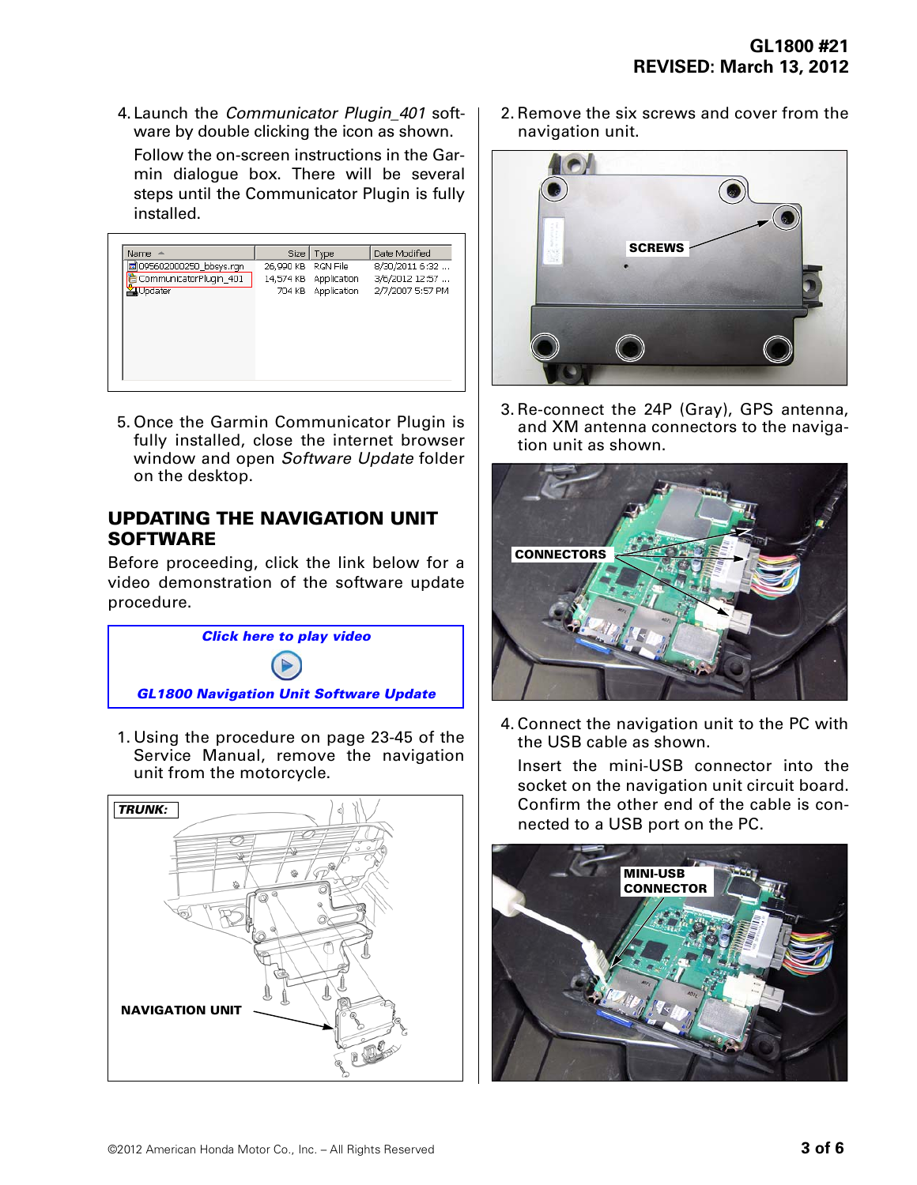4. Launch the *Communicator Plugin_401* software by double clicking the icon as shown.

   Follow the on-screen instructions in the Garmin dialogue box. There will be several steps until the Communicator Plugin is fully installed.

| Name | Size | Type | Date Modified |
| --- | --- | --- | --- |
| 095602000250_bbsys.rgn | 26,990 KB | RGN File | 8/30/2011 6:32 ... |
| CommunicatorPlugin_401 | 14,574 KB | Application | 3/6/2012 12:57 ... |
| Updater | 704 KB | Application | 2/7/2007 5:57 PM |

5. Once the Garmin Communicator Plugin is fully installed, close the internet browser window and open *Software Update* folder on the desktop.

## UPDATING THE NAVIGATION UNIT SOFTWARE

Before proceeding, click the link below for a video demonstration of the software update procedure.

***Click here to play video***

***GL1800 Navigation Unit Software Update***

1. Using the procedure on page 23-45 of the Service Manual, remove the navigation unit from the motorcycle.

***TRUNK:***

**NAVIGATION UNIT**

2. Remove the six screws and cover from the navigation unit.

**SCREWS**

3. Re-connect the 24P (Gray), GPS antenna, and XM antenna connectors to the navigation unit as shown.

**CONNECTORS**

4. Connect the navigation unit to the PC with the USB cable as shown.

   Insert the mini-USB connector into the socket on the navigation unit circuit board. Confirm the other end of the cable is connected to a USB port on the PC.

**MINI-USB CONNECTOR**

©2012 American Honda Motor Co., Inc. – All Rights Reserved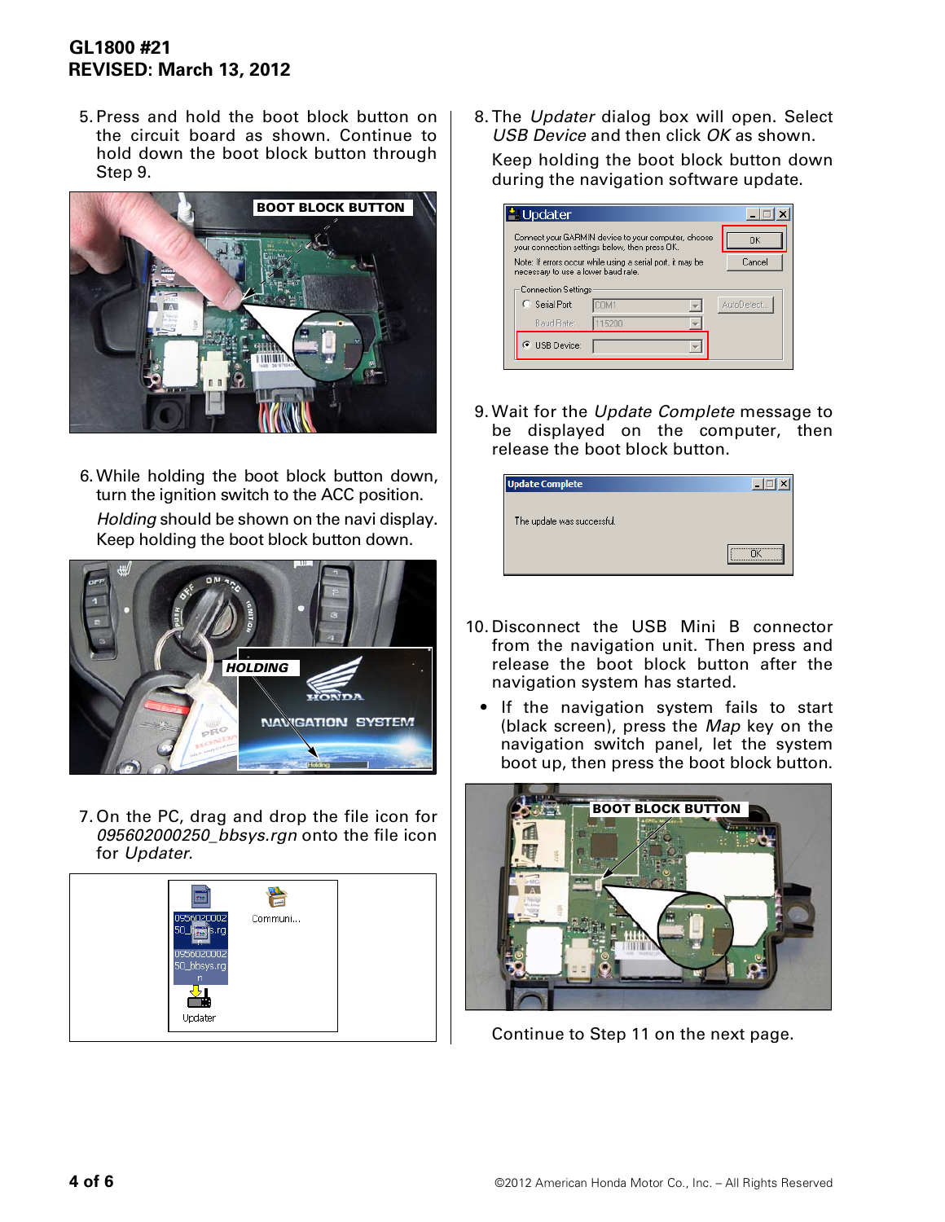5. Press and hold the boot block button on the circuit board as shown. Continue to hold down the boot block button through Step 9.

6. While holding the boot block button down, turn the ignition switch to the ACC position.

   *Holding* should be shown on the navi display. Keep holding the boot block button down.

7. On the PC, drag and drop the file icon for *095602000250_bbsys.rgn* onto the file icon for *Updater*.

8. The *Updater* dialog box will open. Select *USB Device* and then click *OK* as shown.

   Keep holding the boot block button down during the navigation software update.

9. Wait for the *Update Complete* message to be displayed on the computer, then release the boot block button.

10. Disconnect the USB Mini B connector from the navigation unit. Then press and release the boot block button after the navigation system has started.

    - If the navigation system fails to start (black screen), press the *Map* key on the navigation switch panel, let the system boot up, then press the boot block button.

Continue to Step 11 on the next page.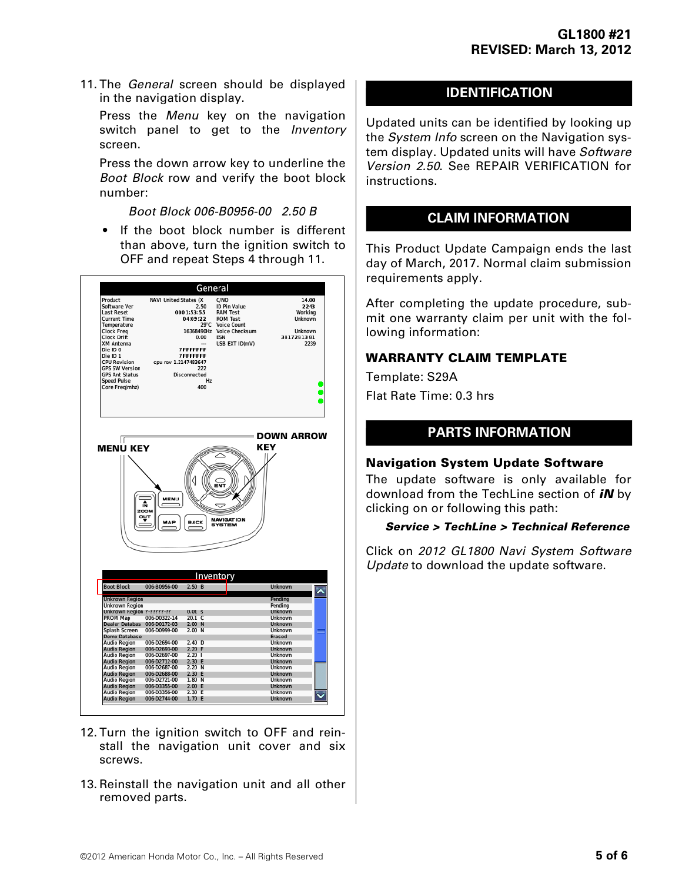11. The *General* screen should be displayed in the navigation display.

    Press the *Menu* key on the navigation switch panel to get to the *Inventory* screen.

    Press the down arrow key to underline the *Boot Block* row and verify the boot block number:

    *Boot Block 006-B0956-00 2.50 B*

    - If the boot block number is different than above, turn the ignition switch to OFF and repeat Steps 4 through 11.

12. Turn the ignition switch to OFF and reinstall the navigation unit cover and six screws.

13. Reinstall the navigation unit and all other removed parts.

## IDENTIFICATION

Updated units can be identified by looking up the *System Info* screen on the Navigation system display. Updated units will have *Software Version 2.50*. See REPAIR VERIFICATION for instructions.

## CLAIM INFORMATION

This Product Update Campaign ends the last day of March, 2017. Normal claim submission requirements apply.

After completing the update procedure, submit one warranty claim per unit with the following information:

### WARRANTY CLAIM TEMPLATE

Template: S29A

Flat Rate Time: 0.3 hrs

## PARTS INFORMATION

### Navigation System Update Software

The update software is only available for download from the TechLine section of ***iN*** by clicking on or following this path:

***Service > TechLine > Technical Reference***

Click on *2012 GL1800 Navi System Software Update* to download the update software.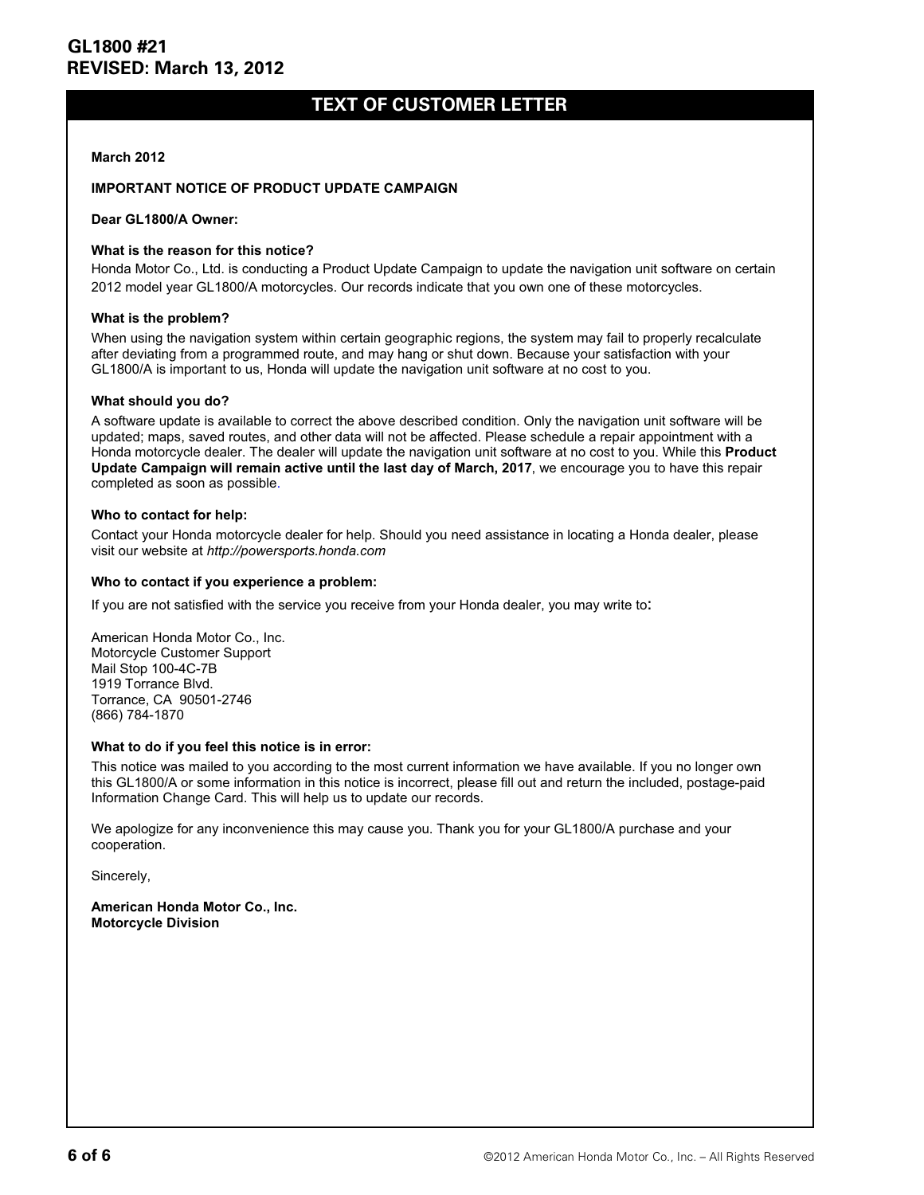## TEXT OF CUSTOMER LETTER

**March 2012**

**IMPORTANT NOTICE OF PRODUCT UPDATE CAMPAIGN**

**Dear GL1800/A Owner:**

**What is the reason for this notice?**

Honda Motor Co., Ltd. is conducting a Product Update Campaign to update the navigation unit software on certain 2012 model year GL1800/A motorcycles. Our records indicate that you own one of these motorcycles.

**What is the problem?**

When using the navigation system within certain geographic regions, the system may fail to properly recalculate after deviating from a programmed route, and may hang or shut down. Because your satisfaction with your GL1800/A is important to us, Honda will update the navigation unit software at no cost to you.

**What should you do?**

A software update is available to correct the above described condition. Only the navigation unit software will be updated; maps, saved routes, and other data will not be affected. Please schedule a repair appointment with a Honda motorcycle dealer. The dealer will update the navigation unit software at no cost to you. While this **Product Update Campaign will remain active until the last day of March, 2017**, we encourage you to have this repair completed as soon as possible.

**Who to contact for help:**

Contact your Honda motorcycle dealer for help. Should you need assistance in locating a Honda dealer, please visit our website at *http://powersports.honda.com*

**Who to contact if you experience a problem:**

If you are not satisfied with the service you receive from your Honda dealer, you may write to:

American Honda Motor Co., Inc.
Motorcycle Customer Support
Mail Stop 100-4C-7B
1919 Torrance Blvd.
Torrance, CA 90501-2746
(866) 784-1870

**What to do if you feel this notice is in error:**

This notice was mailed to you according to the most current information we have available. If you no longer own this GL1800/A or some information in this notice is incorrect, please fill out and return the included, postage-paid Information Change Card. This will help us to update our records.

We apologize for any inconvenience this may cause you. Thank you for your GL1800/A purchase and your cooperation.

Sincerely,

**American Honda Motor Co., Inc.**
**Motorcycle Division**